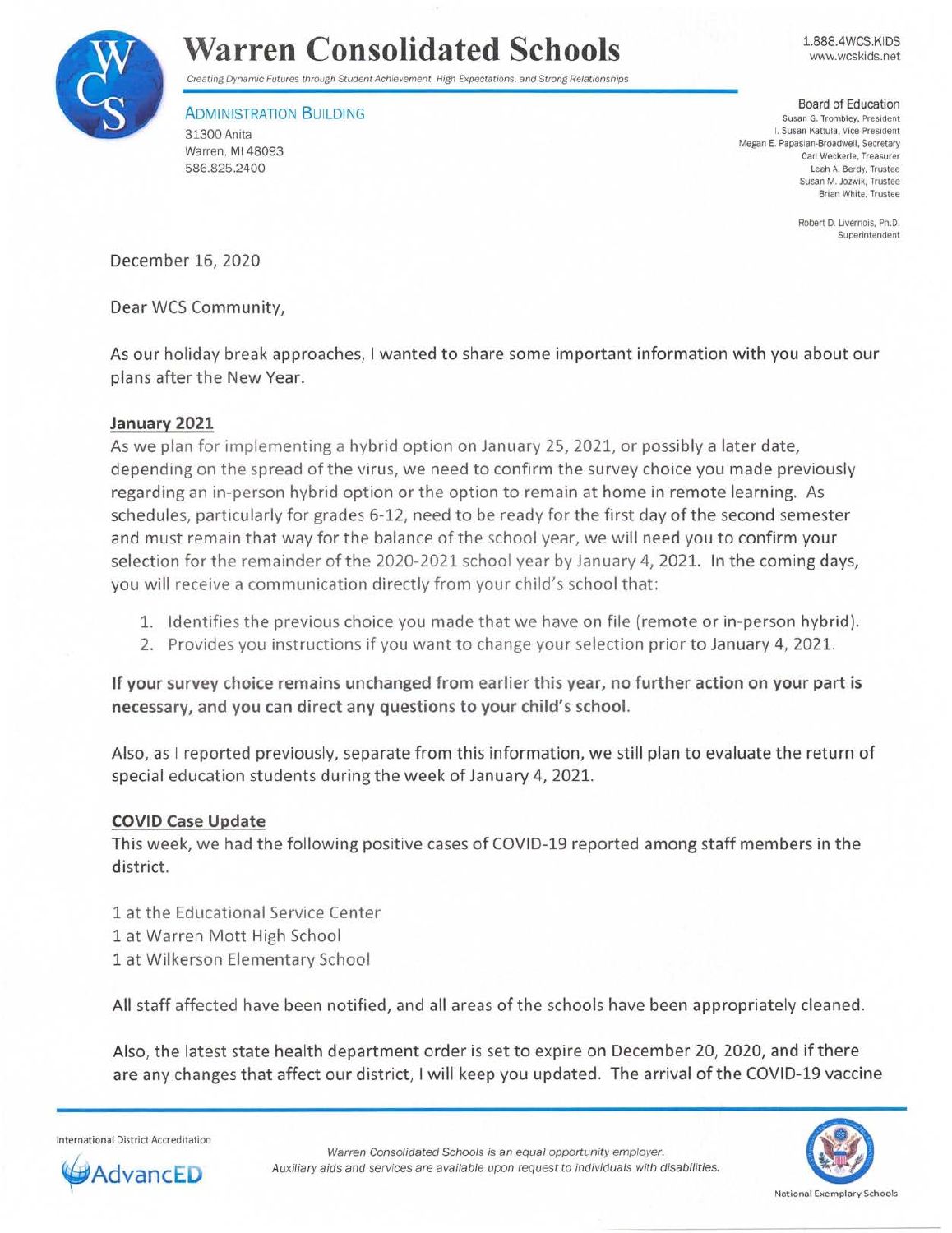# Warren Consolidated Schools

*Creating Dynamic Futures through Student Achievement, High Expectations, and Strong Relationships*

ADMINISTRATION BUILDING
31300 Anita
Warren, MI 48093
586.825.2400

1.888.4WCS.KIDS
www.wcskids.net

Board of Education
Susan G. Trombley, President
I. Susan Kattula, Vice President
Megan E. Papasian-Broadwell, Secretary
Carl Weckerle, Treasurer
Leah A. Berdy, Trustee
Susan M. Jozwik, Trustee
Brian White, Trustee

Robert D. Livernois, Ph.D.
Superintendent

December 16, 2020

Dear WCS Community,

As our holiday break approaches, I wanted to share some important information with you about our plans after the New Year.

**January 2021**

As we plan for implementing a hybrid option on January 25, 2021, or possibly a later date, depending on the spread of the virus, we need to confirm the survey choice you made previously regarding an in-person hybrid option or the option to remain at home in remote learning. As schedules, particularly for grades 6-12, need to be ready for the first day of the second semester and must remain that way for the balance of the school year, we will need you to confirm your selection for the remainder of the 2020-2021 school year by January 4, 2021. In the coming days, you will receive a communication directly from your child's school that:

1. Identifies the previous choice you made that we have on file (remote or in-person hybrid).
2. Provides you instructions if you want to change your selection prior to January 4, 2021.

**If your survey choice remains unchanged from earlier this year, no further action on your part is necessary, and you can direct any questions to your child's school.**

Also, as I reported previously, separate from this information, we still plan to evaluate the return of special education students during the week of January 4, 2021.

**COVID Case Update**

This week, we had the following positive cases of COVID-19 reported among staff members in the district.

1 at the Educational Service Center
1 at Warren Mott High School
1 at Wilkerson Elementary School

All staff affected have been notified, and all areas of the schools have been appropriately cleaned.

Also, the latest state health department order is set to expire on December 20, 2020, and if there are any changes that affect our district, I will keep you updated. The arrival of the COVID-19 vaccine

International District Accreditation
AdvancED

*Warren Consolidated Schools is an equal opportunity employer.*
*Auxiliary aids and services are available upon request to individuals with disabilities.*

National Exemplary Schools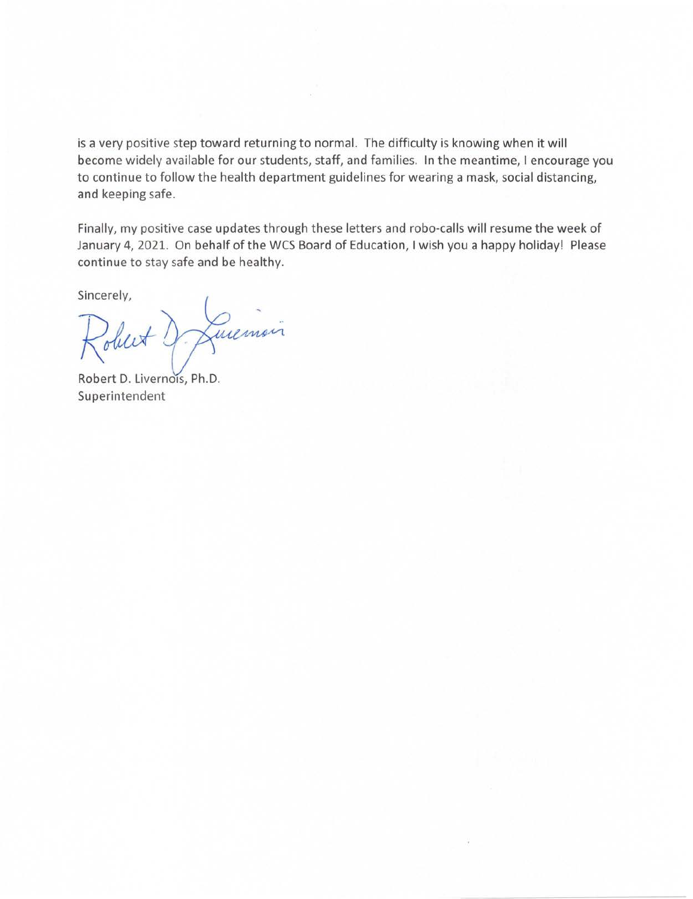is a very positive step toward returning to normal. The difficulty is knowing when it will become widely available for our students, staff, and families. In the meantime, I encourage you to continue to follow the health department guidelines for wearing a mask, social distancing, and keeping safe.

Finally, my positive case updates through these letters and robo-calls will resume the week of January 4, 2021. On behalf of the WCS Board of Education, I wish you a happy holiday! Please continue to stay safe and be healthy.

Sincerely,

Robert D. Livernois

Robert D. Livernois, Ph.D.
Superintendent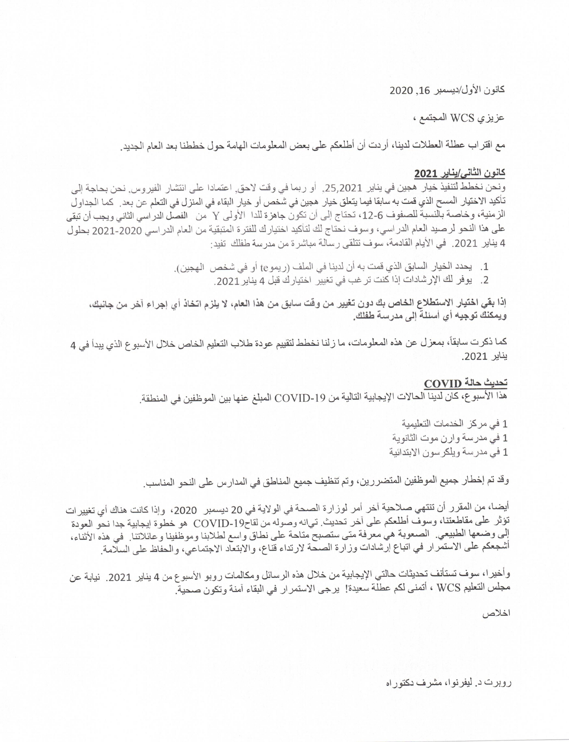كانون الأول/ديسمبر 16, 2020

عزيزي WCS المجتمع ،

مع اقتراب عطلة العطلات لدينا، أردت أن أطلعكم على بعض المعلومات الهامة حول خططنا بعد العام الجديد.

## كانون الثاني/يناير 2021

ونحن نخطط لتنفيذ خيار هجين في يناير 25,2021. أو ربما في وقت لاحق. اعتمادا على انتشار الفيروس. نحن بحاجة إلى تأكيد الاختيار المسح الذي قمت به سابقا فيما يتعلق خيار هجين في شخص أو خيار البقاء في المنزل في التعلم عن بعد. كما الجداول الزمنية، وخاصة بالنسبة للصفوف 6-12، تحتاج إلى أن تكون جاهزة للدا الأولى Y من الفصل الدراسي الثاني ويجب أن تبقى على هذا النحو لرصيد العام الدراسي، وسوف نحتاج لك لتأكيد اختيارك للفترة المتبقية من العام الدراسي 2020-2021 بحلول 4 يناير 2021. في الأيام القادمة، سوف تتلقى رسالة مباشرة من مدرسة طفلك تفيد:

1. يحدد الخيار السابق الذي قمت به أن لدينا في الملف (ريموte أو في شخص الهجين).
2. يوفر لك الإرشادات إذا كنت ترغب في تغيير اختيارك قبل 4 يناير 2021.

**إذا بقي اختيار الاستطلاع الخاص بك دون تغيير من وقت سابق من هذا العام، لا يلزم اتخاذ أي إجراء آخر من جانبك، ويمكنك توجيه أي أسئلة إلى مدرسة طفلك.**

كما ذكرت سابقاً، بمعزل عن هذه المعلومات، ما زلنا نخطط لتقييم عودة طلاب التعليم الخاص خلال الأسبوع الذي يبدأ في 4 يناير 2021.

## تحديث حالة COVID

هذا الأسبوع، كان لدينا الحالات الإيجابية التالية من COVID-19 المبلغ عنها بين الموظفين في المنطقة.

1 في مركز الخدمات التعليمية
1 في مدرسة وارن موت الثانوية
1 في مدرسة ويلكرسون الابتدائية

وقد تم إخطار جميع الموظفين المتضررين، وتم تنظيف جميع المناطق في المدارس على النحو المناسب.

أيضا، من المقرر أن تنتهي صلاحية آخر أمر لوزارة الصحة في الولاية في 20 ديسمبر 2020، وإذا كانت هناك أي تغييرات تؤثر على مقاطعتنا، وسوف أطلعكم على آخر تحديث. تيانه وصوله من لقاحCOVID-19 هو خطوة إيجابية جدا نحو العودة إلى وضعها الطبيعي. الصعوبة هي معرفة متى ستصبح متاحة على نطاق واسع لطلابنا وموظفينا وعائلاتنا. في هذه الأثناء، أشجعكم على الاستمرار في اتباع إرشادات وزارة الصحة لارتداء قناع، والابتعاد الاجتماعي، والحفاظ على السلامة.

وأخيرا، سوف تستأنف تحديثات حالتي الإيجابية من خلال هذه الرسائل ومكالمات روبو الأسبوع من 4 يناير 2021. نيابة عن مجلس التعليم WCS ، أتمنى لكم عطلة سعيدة! يرجى الاستمرار في البقاء آمنة وتكون صحية.

اخلاص

روبرت د. ليفرنوا، مشرف دكتوراه